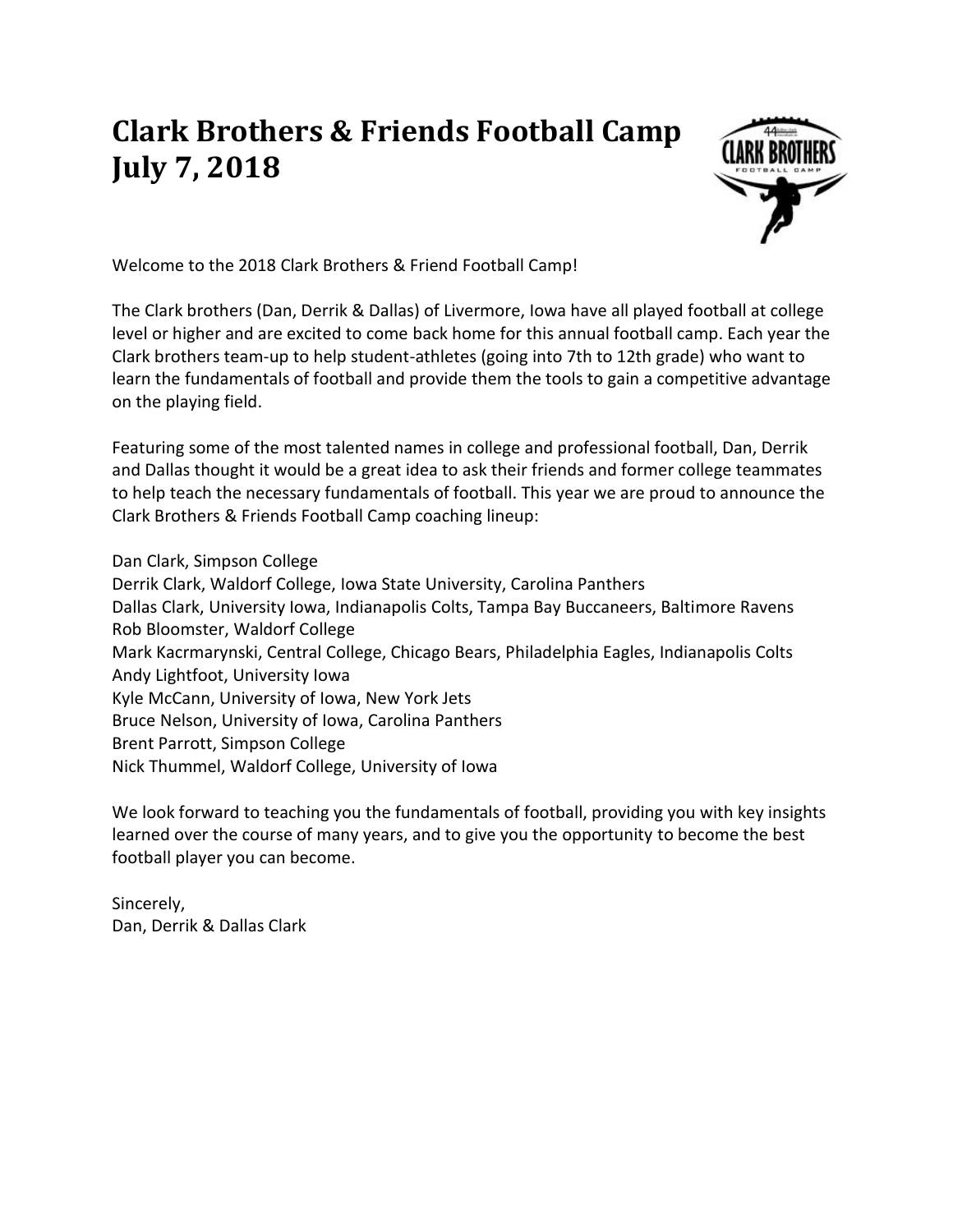# Clark Brothers & Friends Football Camp
# July 7, 2018

Welcome to the 2018 Clark Brothers & Friend Football Camp!

The Clark brothers (Dan, Derrik & Dallas) of Livermore, Iowa have all played football at college level or higher and are excited to come back home for this annual football camp. Each year the Clark brothers team-up to help student-athletes (going into 7th to 12th grade) who want to learn the fundamentals of football and provide them the tools to gain a competitive advantage on the playing field.

Featuring some of the most talented names in college and professional football, Dan, Derrik and Dallas thought it would be a great idea to ask their friends and former college teammates to help teach the necessary fundamentals of football. This year we are proud to announce the Clark Brothers & Friends Football Camp coaching lineup:

Dan Clark, Simpson College
Derrik Clark, Waldorf College, Iowa State University, Carolina Panthers
Dallas Clark, University Iowa, Indianapolis Colts, Tampa Bay Buccaneers, Baltimore Ravens
Rob Bloomster, Waldorf College
Mark Kacrmarynski, Central College, Chicago Bears, Philadelphia Eagles, Indianapolis Colts
Andy Lightfoot, University Iowa
Kyle McCann, University of Iowa, New York Jets
Bruce Nelson, University of Iowa, Carolina Panthers
Brent Parrott, Simpson College
Nick Thummel, Waldorf College, University of Iowa

We look forward to teaching you the fundamentals of football, providing you with key insights learned over the course of many years, and to give you the opportunity to become the best football player you can become.

Sincerely,
Dan, Derrik & Dallas Clark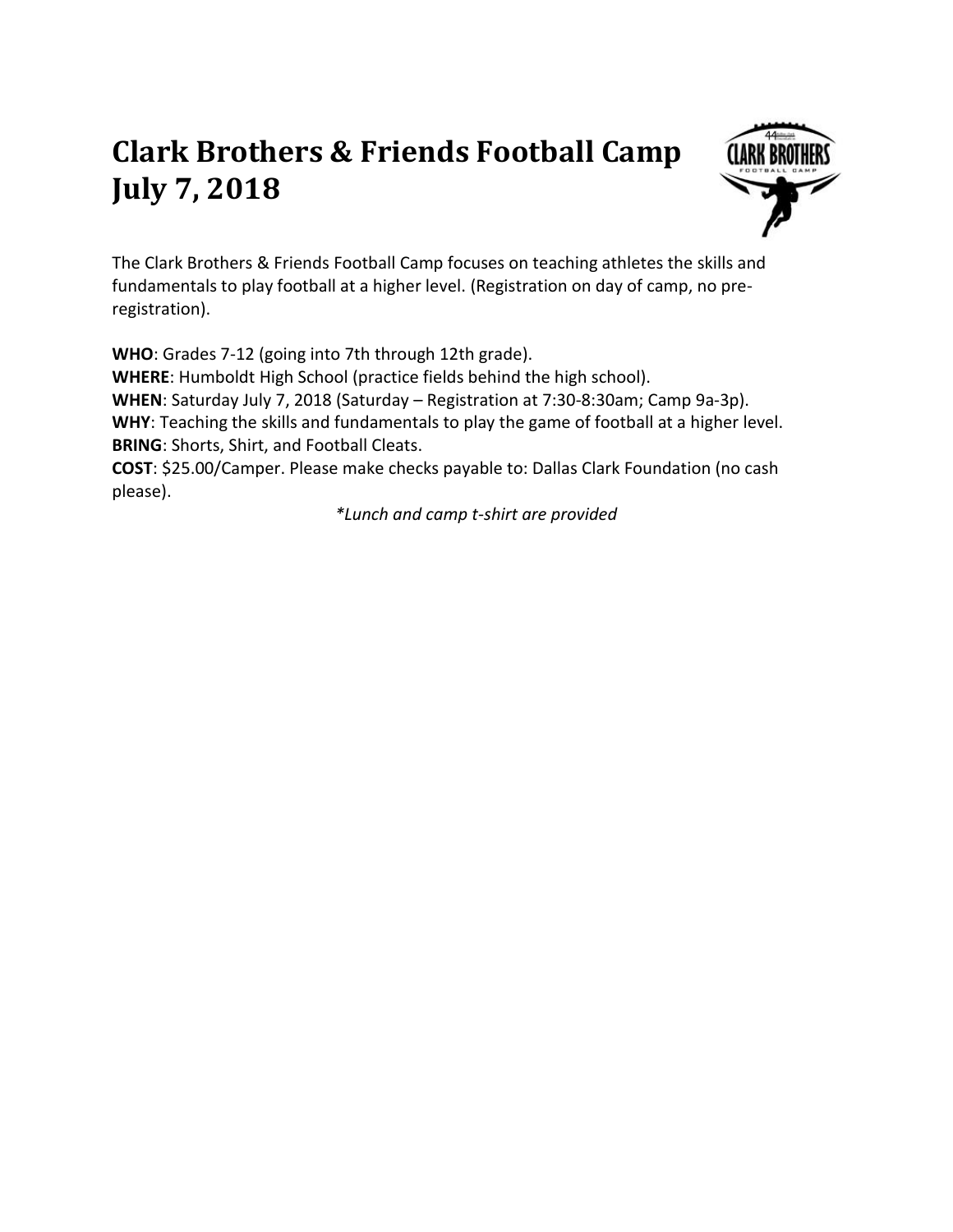# Clark Brothers & Friends Football Camp July 7, 2018

The Clark Brothers & Friends Football Camp focuses on teaching athletes the skills and fundamentals to play football at a higher level. (Registration on day of camp, no pre-registration).

**WHO**: Grades 7-12 (going into 7th through 12th grade).
**WHERE**: Humboldt High School (practice fields behind the high school).
**WHEN**: Saturday July 7, 2018 (Saturday – Registration at 7:30-8:30am; Camp 9a-3p).
**WHY**: Teaching the skills and fundamentals to play the game of football at a higher level.
**BRING**: Shorts, Shirt, and Football Cleats.
**COST**: $25.00/Camper. Please make checks payable to: Dallas Clark Foundation (no cash please).

*\*Lunch and camp t-shirt are provided*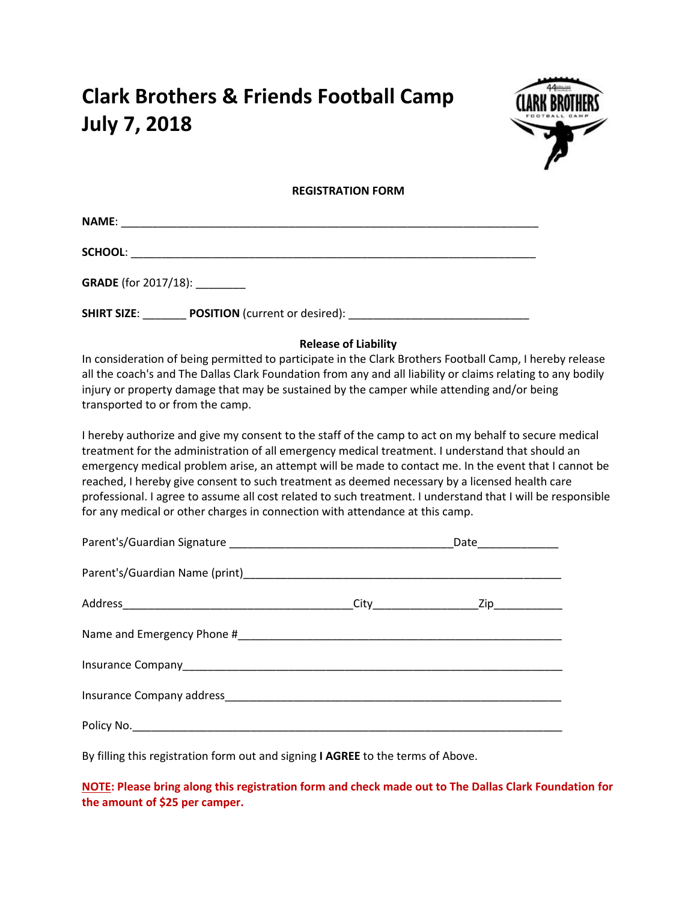# Clark Brothers & Friends Football Camp
# July 7, 2018

**REGISTRATION FORM**

**NAME**: ___________________________________________________________________

**SCHOOL**: _________________________________________________________________

**GRADE** (for 2017/18): ________

**SHIRT SIZE**: _______ **POSITION** (current or desired): _____________________________

**Release of Liability**

In consideration of being permitted to participate in the Clark Brothers Football Camp, I hereby release all the coach's and The Dallas Clark Foundation from any and all liability or claims relating to any bodily injury or property damage that may be sustained by the camper while attending and/or being transported to or from the camp.

I hereby authorize and give my consent to the staff of the camp to act on my behalf to secure medical treatment for the administration of all emergency medical treatment. I understand that should an emergency medical problem arise, an attempt will be made to contact me. In the event that I cannot be reached, I hereby give consent to such treatment as deemed necessary by a licensed health care professional. I agree to assume all cost related to such treatment. I understand that I will be responsible for any medical or other charges in connection with attendance at this camp.

Parent's/Guardian Signature ____________________________________Date_____________

Parent's/Guardian Name (print)____________________________________________________

Address_____________________________________City________________Zip___________

Name and Emergency Phone #____________________________________________________

Insurance Company_____________________________________________________________

Insurance Company address______________________________________________________

Policy No.____________________________________________________________________

By filling this registration form out and signing **I AGREE** to the terms of Above.

**NOTE: Please bring along this registration form and check made out to The Dallas Clark Foundation for the amount of $25 per camper.**